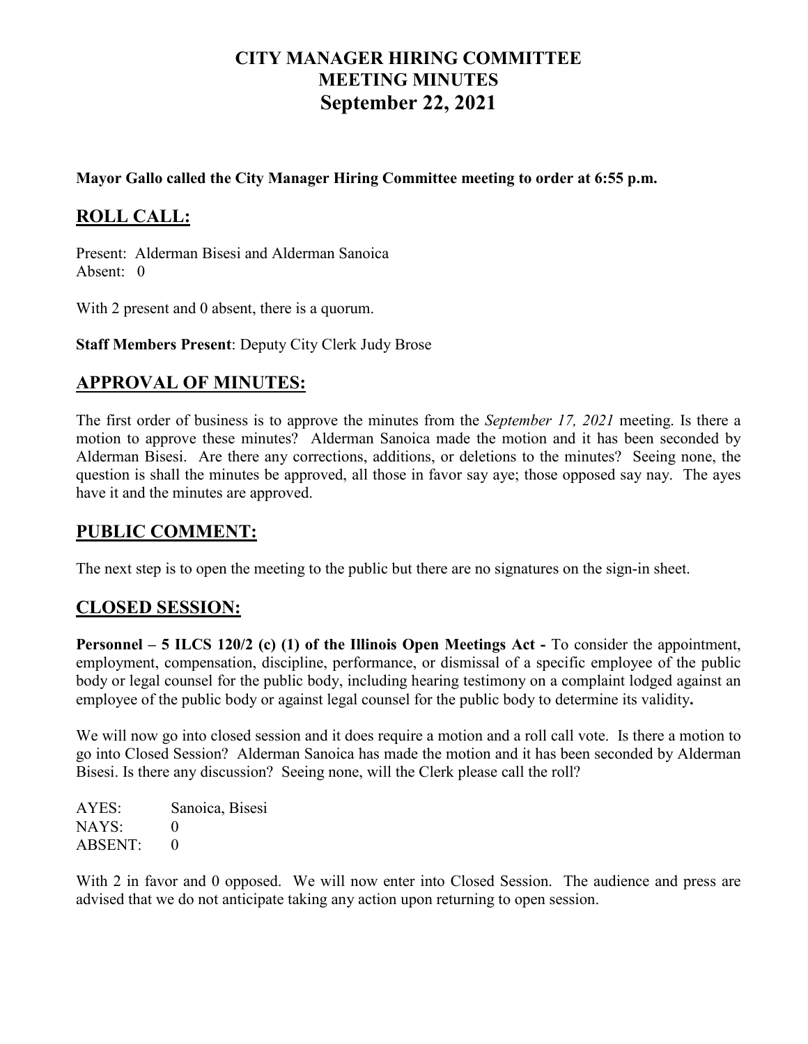# CITY MANAGER HIRING COMMITTEE
# MEETING MINUTES
# September 22, 2021

**Mayor Gallo called the City Manager Hiring Committee meeting to order at 6:55 p.m.**

## ROLL CALL:

Present: Alderman Bisesi and Alderman Sanoica
Absent: 0

With 2 present and 0 absent, there is a quorum.

**Staff Members Present**: Deputy City Clerk Judy Brose

## APPROVAL OF MINUTES:

The first order of business is to approve the minutes from the *September 17, 2021* meeting. Is there a motion to approve these minutes? Alderman Sanoica made the motion and it has been seconded by Alderman Bisesi. Are there any corrections, additions, or deletions to the minutes? Seeing none, the question is shall the minutes be approved, all those in favor say aye; those opposed say nay. The ayes have it and the minutes are approved.

## PUBLIC COMMENT:

The next step is to open the meeting to the public but there are no signatures on the sign-in sheet.

## CLOSED SESSION:

**Personnel – 5 ILCS 120/2 (c) (1) of the Illinois Open Meetings Act -** To consider the appointment, employment, compensation, discipline, performance, or dismissal of a specific employee of the public body or legal counsel for the public body, including hearing testimony on a complaint lodged against an employee of the public body or against legal counsel for the public body to determine its validity**.**

We will now go into closed session and it does require a motion and a roll call vote. Is there a motion to go into Closed Session? Alderman Sanoica has made the motion and it has been seconded by Alderman Bisesi. Is there any discussion? Seeing none, will the Clerk please call the roll?

AYES: Sanoica, Bisesi
NAYS: 0
ABSENT: 0

With 2 in favor and 0 opposed. We will now enter into Closed Session. The audience and press are advised that we do not anticipate taking any action upon returning to open session.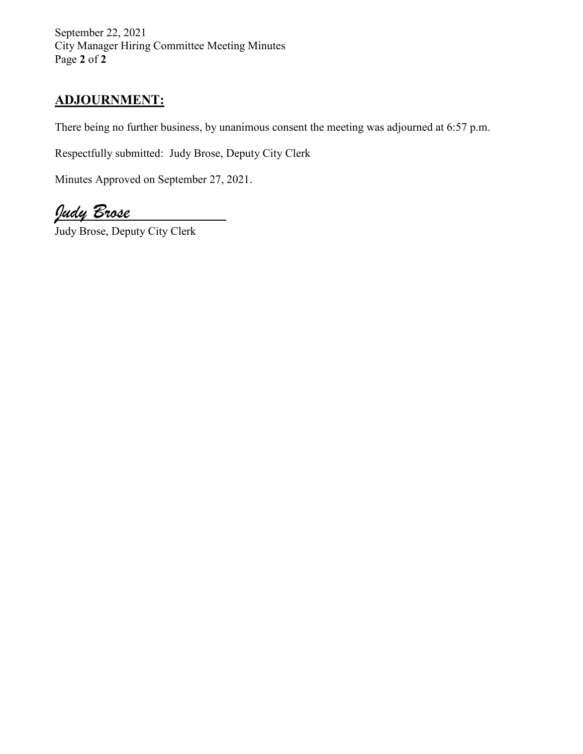## ADJOURNMENT:

There being no further business, by unanimous consent the meeting was adjourned at 6:57 p.m.

Respectfully submitted: Judy Brose, Deputy City Clerk

Minutes Approved on September 27, 2021.

*Judy Brose*

Judy Brose, Deputy City Clerk